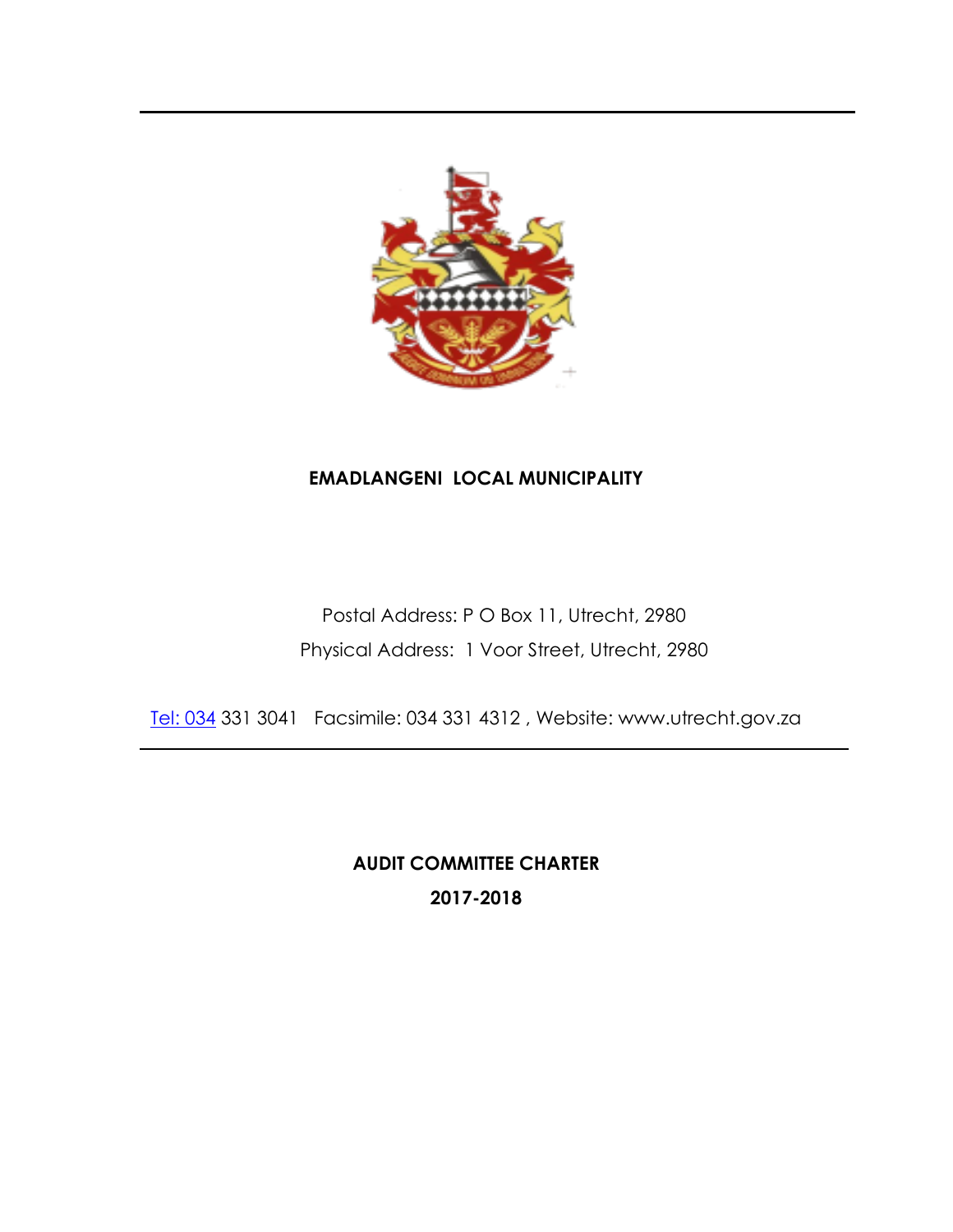**EMADLANGENI LOCAL MUNICIPALITY**

Postal Address: P O Box 11, Utrecht, 2980

Physical Address: 1 Voor Street, Utrecht, 2980

Tel: 034 331 3041 Facsimile: 034 331 4312 , Website: www.utrecht.gov.za

---

# AUDIT COMMITTEE CHARTER

## 2017-2018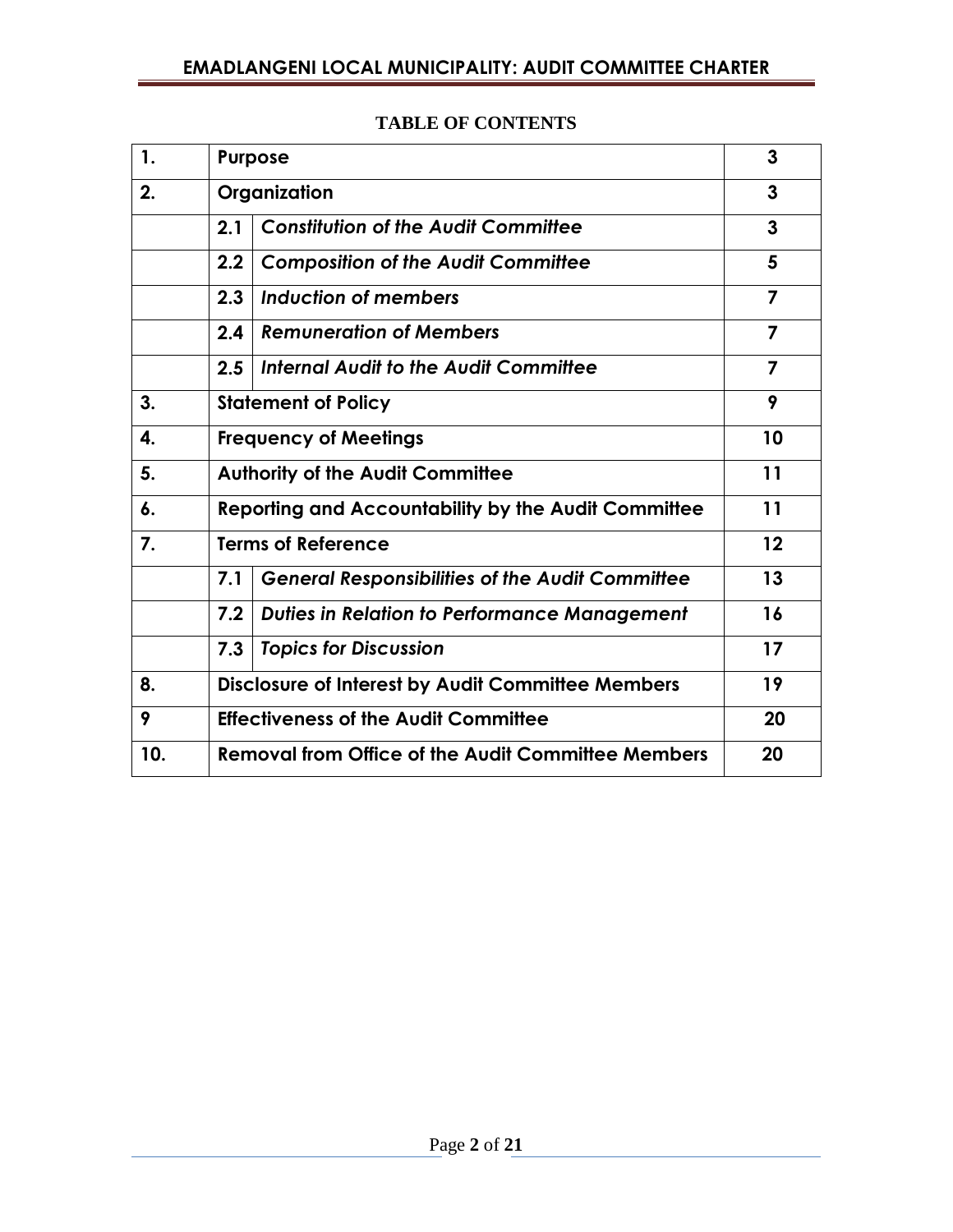**TABLE OF CONTENTS**

| | | | |
|---|---|---|---|
| **1.** | **Purpose** | | **3** |
| **2.** | **Organization** | | **3** |
| | **2.1** | ***Constitution of the Audit Committee*** | **3** |
| | **2.2** | ***Composition of the Audit Committee*** | **5** |
| | **2.3** | ***Induction of members*** | **7** |
| | **2.4** | ***Remuneration of Members*** | **7** |
| | **2.5** | ***Internal Audit to the Audit Committee*** | **7** |
| **3.** | **Statement of Policy** | | **9** |
| **4.** | **Frequency of Meetings** | | **10** |
| **5.** | **Authority of the Audit Committee** | | **11** |
| **6.** | **Reporting and Accountability by the Audit Committee** | | **11** |
| **7.** | **Terms of Reference** | | **12** |
| | **7.1** | ***General Responsibilities of the Audit Committee*** | **13** |
| | **7.2** | ***Duties in Relation to Performance Management*** | **16** |
| | **7.3** | ***Topics for Discussion*** | **17** |
| **8.** | **Disclosure of Interest by Audit Committee Members** | | **19** |
| **9** | **Effectiveness of the Audit Committee** | | **20** |
| **10.** | **Removal from Office of the Audit Committee Members** | | **20** |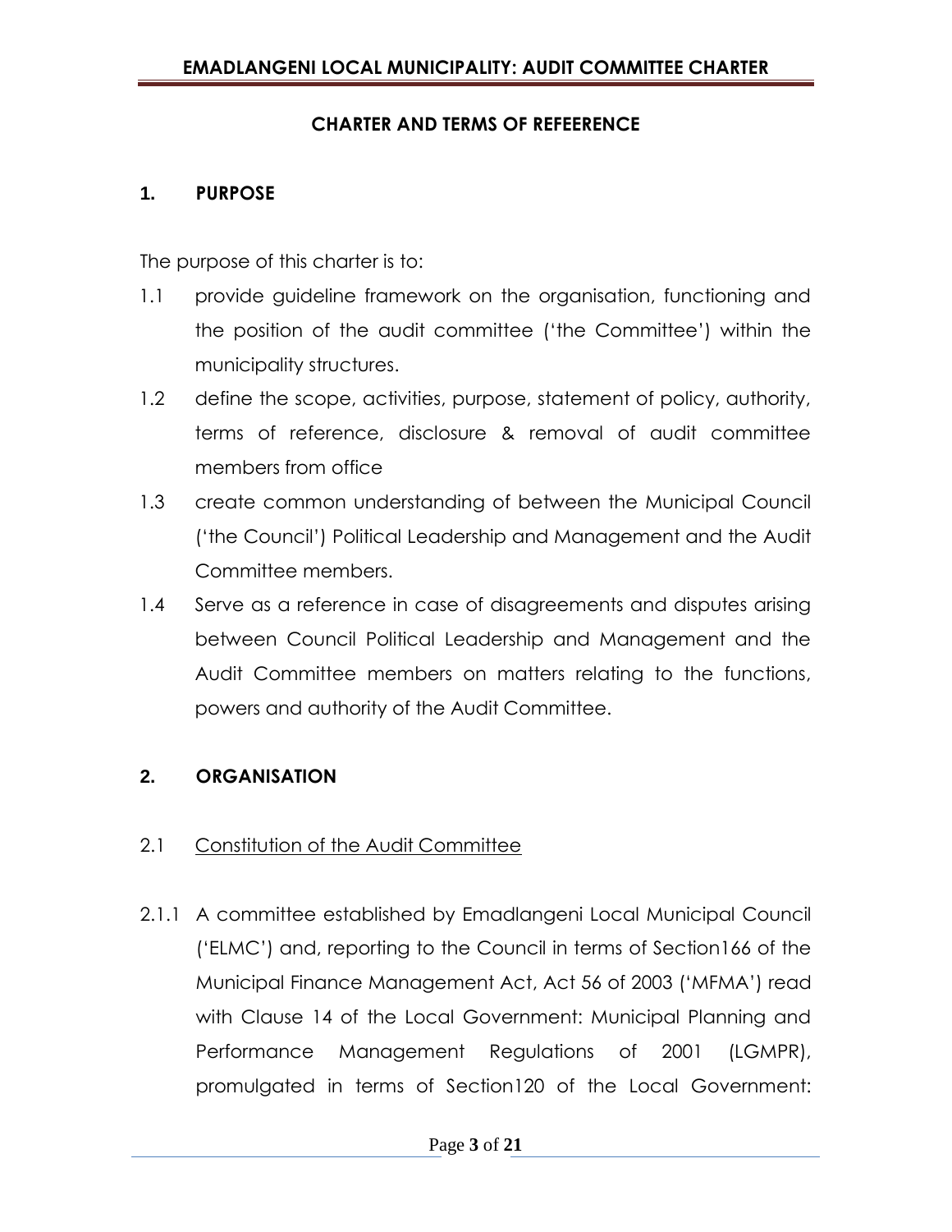## CHARTER AND TERMS OF REFEERENCE

### 1. PURPOSE

The purpose of this charter is to:

1.1 provide guideline framework on the organisation, functioning and the position of the audit committee ('the Committee') within the municipality structures.

1.2 define the scope, activities, purpose, statement of policy, authority, terms of reference, disclosure & removal of audit committee members from office

1.3 create common understanding of between the Municipal Council ('the Council') Political Leadership and Management and the Audit Committee members.

1.4 Serve as a reference in case of disagreements and disputes arising between Council Political Leadership and Management and the Audit Committee members on matters relating to the functions, powers and authority of the Audit Committee.

### 2. ORGANISATION

2.1 <u>Constitution of the Audit Committee</u>

2.1.1 A committee established by Emadlangeni Local Municipal Council ('ELMC') and, reporting to the Council in terms of Section166 of the Municipal Finance Management Act, Act 56 of 2003 ('MFMA') read with Clause 14 of the Local Government: Municipal Planning and Performance Management Regulations of 2001 (LGMPR), promulgated in terms of Section120 of the Local Government: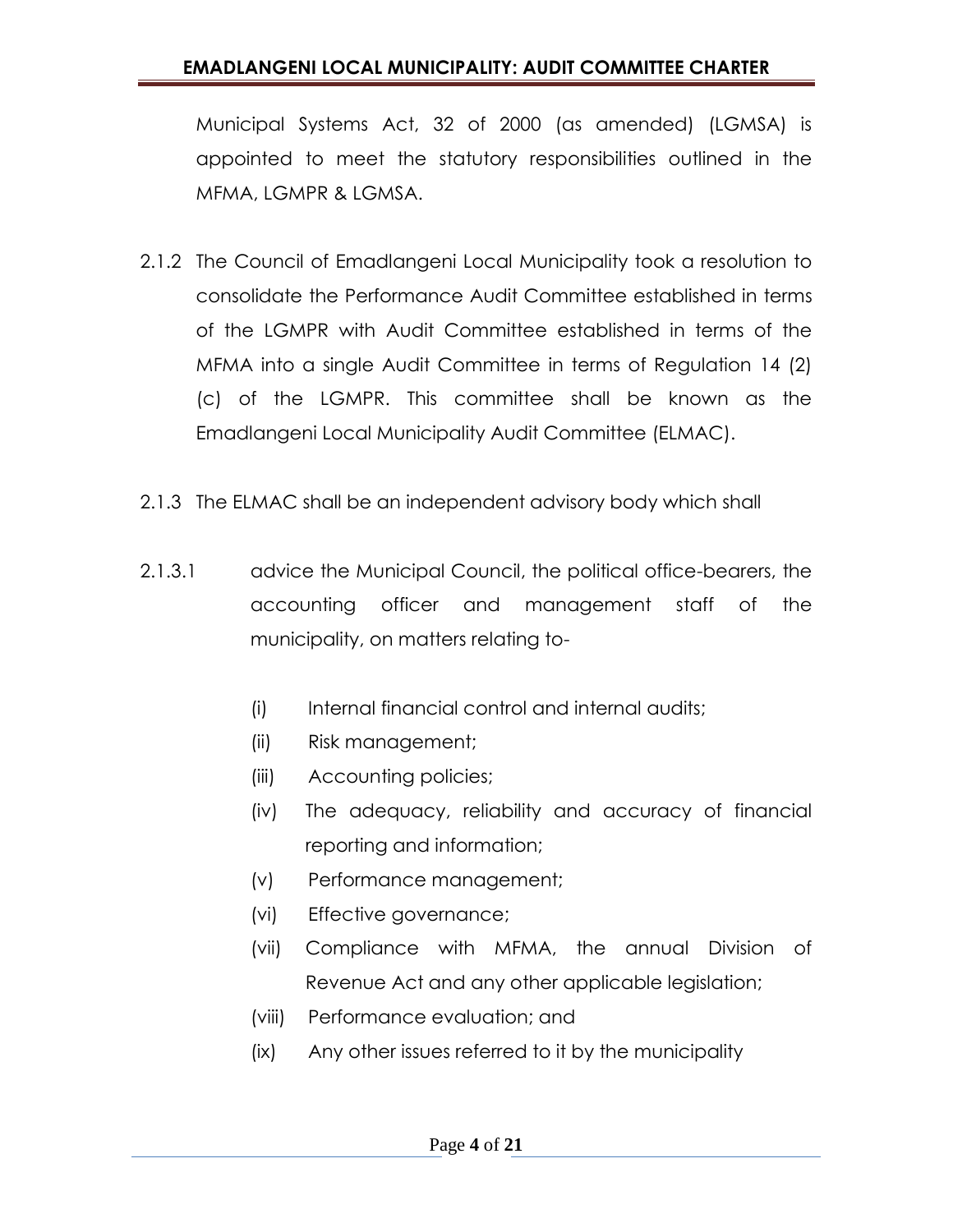Municipal Systems Act, 32 of 2000 (as amended) (LGMSA) is appointed to meet the statutory responsibilities outlined in the MFMA, LGMPR & LGMSA.

2.1.2 The Council of Emadlangeni Local Municipality took a resolution to consolidate the Performance Audit Committee established in terms of the LGMPR with Audit Committee established in terms of the MFMA into a single Audit Committee in terms of Regulation 14 (2) (c) of the LGMPR. This committee shall be known as the Emadlangeni Local Municipality Audit Committee (ELMAC).

2.1.3 The ELMAC shall be an independent advisory body which shall

2.1.3.1 advice the Municipal Council, the political office-bearers, the accounting officer and management staff of the municipality, on matters relating to-

- (i) Internal financial control and internal audits;
- (ii) Risk management;
- (iii) Accounting policies;
- (iv) The adequacy, reliability and accuracy of financial reporting and information;
- (v) Performance management;
- (vi) Effective governance;
- (vii) Compliance with MFMA, the annual Division of Revenue Act and any other applicable legislation;
- (viii) Performance evaluation; and
- (ix) Any other issues referred to it by the municipality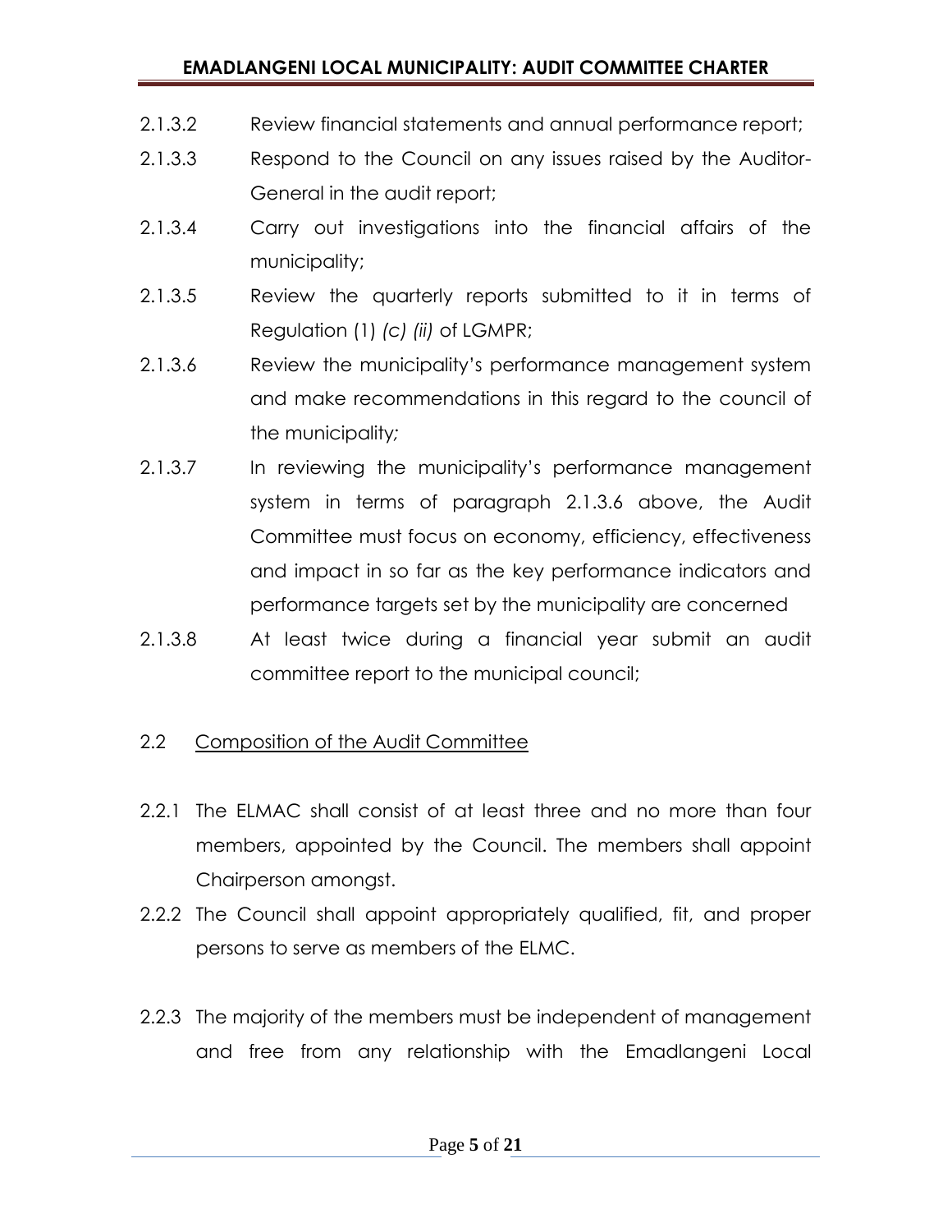2.1.3.2 Review financial statements and annual performance report;

2.1.3.3 Respond to the Council on any issues raised by the Auditor-General in the audit report;

2.1.3.4 Carry out investigations into the financial affairs of the municipality;

2.1.3.5 Review the quarterly reports submitted to it in terms of Regulation (1) *(c) (ii)* of LGMPR;

2.1.3.6 Review the municipality's performance management system and make recommendations in this regard to the council of the municipality*;*

2.1.3.7 In reviewing the municipality's performance management system in terms of paragraph 2.1.3.6 above, the Audit Committee must focus on economy, efficiency, effectiveness and impact in so far as the key performance indicators and performance targets set by the municipality are concerned

2.1.3.8 At least twice during a financial year submit an audit committee report to the municipal council;

2.2 <u>Composition of the Audit Committee</u>

2.2.1 The ELMAC shall consist of at least three and no more than four members, appointed by the Council. The members shall appoint Chairperson amongst.

2.2.2 The Council shall appoint appropriately qualified, fit, and proper persons to serve as members of the ELMC.

2.2.3 The majority of the members must be independent of management and free from any relationship with the Emadlangeni Local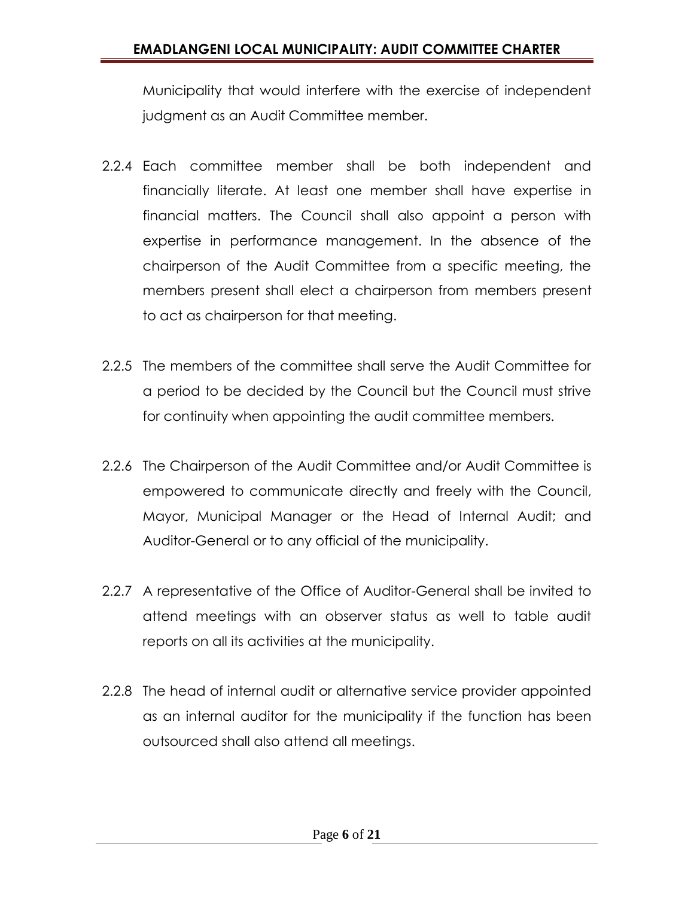Municipality that would interfere with the exercise of independent judgment as an Audit Committee member.

2.2.4 Each committee member shall be both independent and financially literate. At least one member shall have expertise in financial matters. The Council shall also appoint a person with expertise in performance management. In the absence of the chairperson of the Audit Committee from a specific meeting, the members present shall elect a chairperson from members present to act as chairperson for that meeting.

2.2.5 The members of the committee shall serve the Audit Committee for a period to be decided by the Council but the Council must strive for continuity when appointing the audit committee members.

2.2.6 The Chairperson of the Audit Committee and/or Audit Committee is empowered to communicate directly and freely with the Council, Mayor, Municipal Manager or the Head of Internal Audit; and Auditor-General or to any official of the municipality.

2.2.7 A representative of the Office of Auditor-General shall be invited to attend meetings with an observer status as well to table audit reports on all its activities at the municipality.

2.2.8 The head of internal audit or alternative service provider appointed as an internal auditor for the municipality if the function has been outsourced shall also attend all meetings.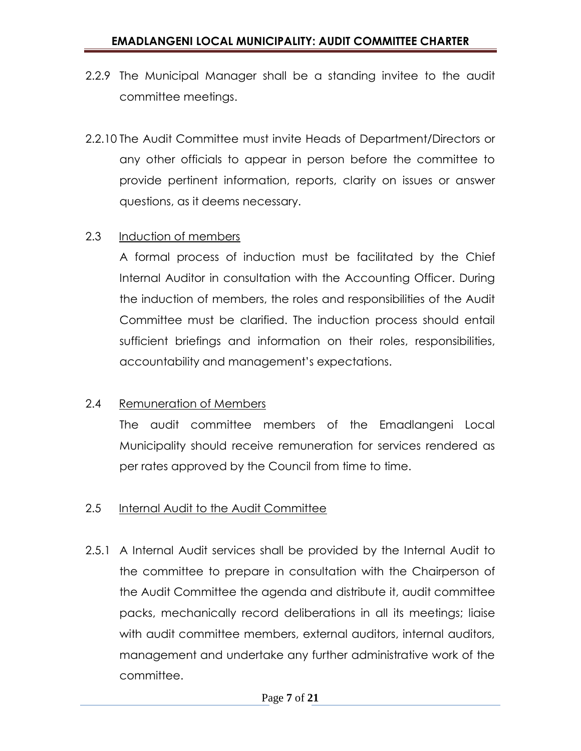2.2.9 The Municipal Manager shall be a standing invitee to the audit committee meetings.

2.2.10 The Audit Committee must invite Heads of Department/Directors or any other officials to appear in person before the committee to provide pertinent information, reports, clarity on issues or answer questions, as it deems necessary.

2.3 Induction of members

A formal process of induction must be facilitated by the Chief Internal Auditor in consultation with the Accounting Officer. During the induction of members, the roles and responsibilities of the Audit Committee must be clarified. The induction process should entail sufficient briefings and information on their roles, responsibilities, accountability and management's expectations.

2.4 Remuneration of Members

The audit committee members of the Emadlangeni Local Municipality should receive remuneration for services rendered as per rates approved by the Council from time to time.

2.5 Internal Audit to the Audit Committee

2.5.1 A Internal Audit services shall be provided by the Internal Audit to the committee to prepare in consultation with the Chairperson of the Audit Committee the agenda and distribute it, audit committee packs, mechanically record deliberations in all its meetings; liaise with audit committee members, external auditors, internal auditors, management and undertake any further administrative work of the committee.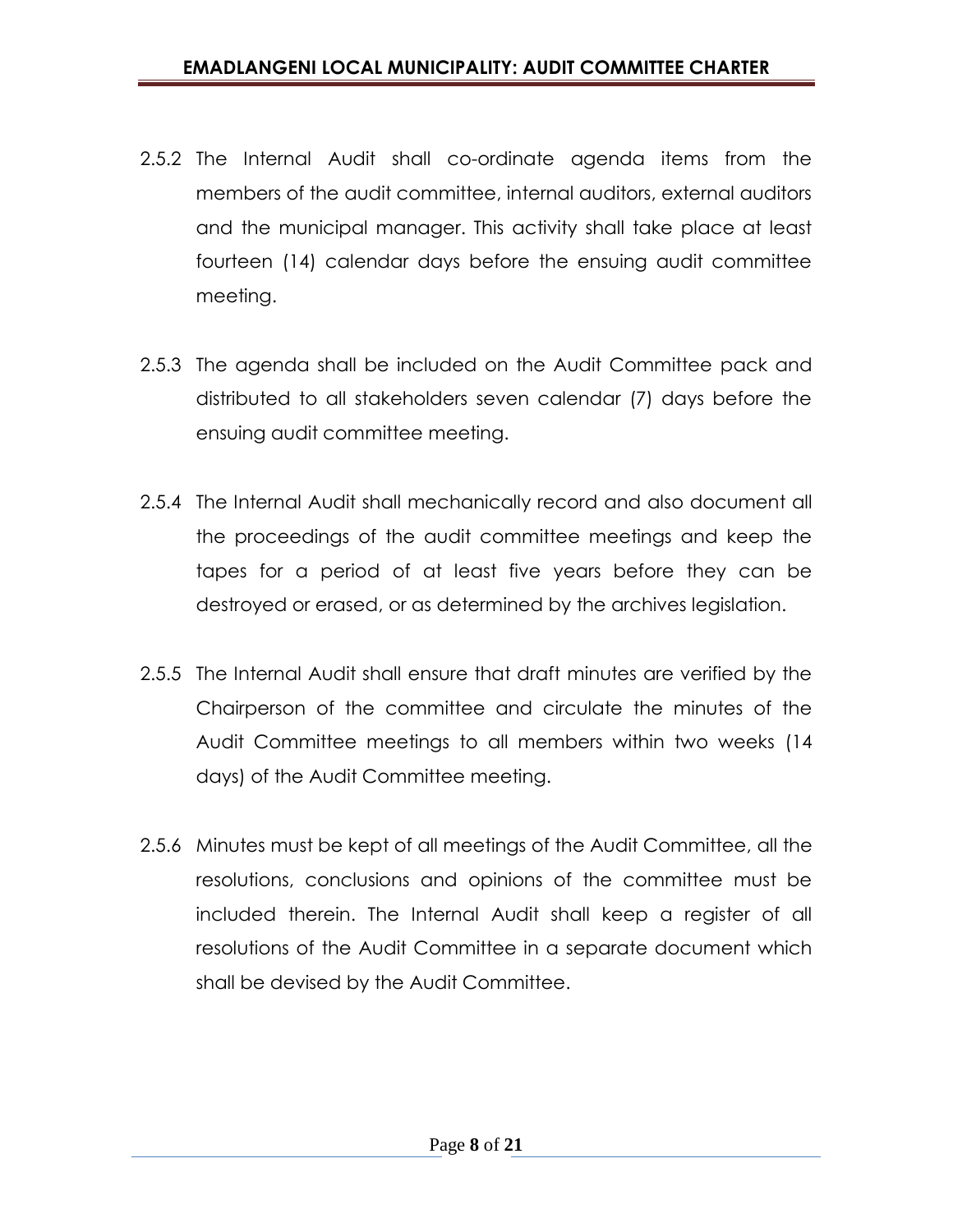2.5.2 The Internal Audit shall co-ordinate agenda items from the members of the audit committee, internal auditors, external auditors and the municipal manager. This activity shall take place at least fourteen (14) calendar days before the ensuing audit committee meeting.

2.5.3 The agenda shall be included on the Audit Committee pack and distributed to all stakeholders seven calendar (7) days before the ensuing audit committee meeting.

2.5.4 The Internal Audit shall mechanically record and also document all the proceedings of the audit committee meetings and keep the tapes for a period of at least five years before they can be destroyed or erased, or as determined by the archives legislation.

2.5.5 The Internal Audit shall ensure that draft minutes are verified by the Chairperson of the committee and circulate the minutes of the Audit Committee meetings to all members within two weeks (14 days) of the Audit Committee meeting.

2.5.6 Minutes must be kept of all meetings of the Audit Committee, all the resolutions, conclusions and opinions of the committee must be included therein. The Internal Audit shall keep a register of all resolutions of the Audit Committee in a separate document which shall be devised by the Audit Committee.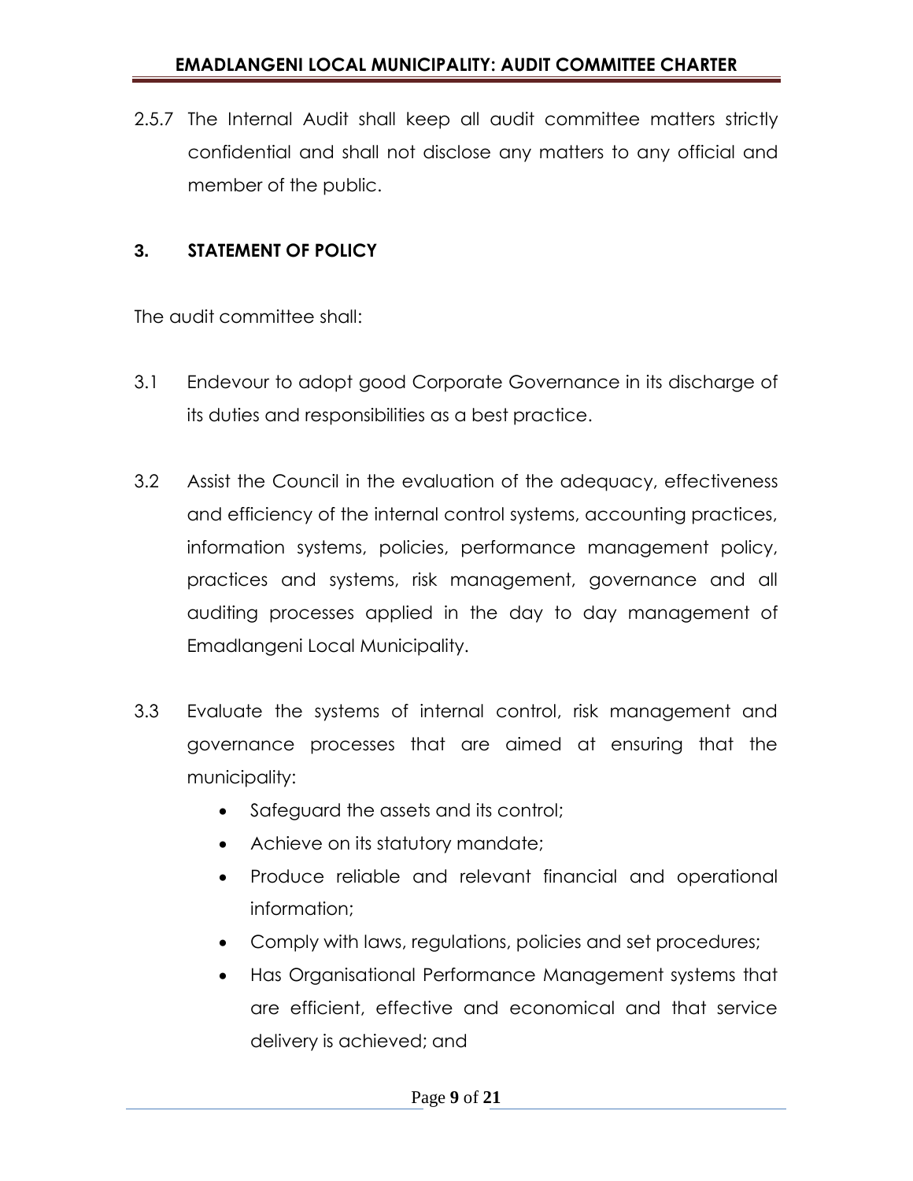2.5.7 The Internal Audit shall keep all audit committee matters strictly confidential and shall not disclose any matters to any official and member of the public.

## 3. STATEMENT OF POLICY

The audit committee shall:

3.1 Endevour to adopt good Corporate Governance in its discharge of its duties and responsibilities as a best practice.

3.2 Assist the Council in the evaluation of the adequacy, effectiveness and efficiency of the internal control systems, accounting practices, information systems, policies, performance management policy, practices and systems, risk management, governance and all auditing processes applied in the day to day management of Emadlangeni Local Municipality.

3.3 Evaluate the systems of internal control, risk management and governance processes that are aimed at ensuring that the municipality:

- Safeguard the assets and its control;
- Achieve on its statutory mandate;
- Produce reliable and relevant financial and operational information;
- Comply with laws, regulations, policies and set procedures;
- Has Organisational Performance Management systems that are efficient, effective and economical and that service delivery is achieved; and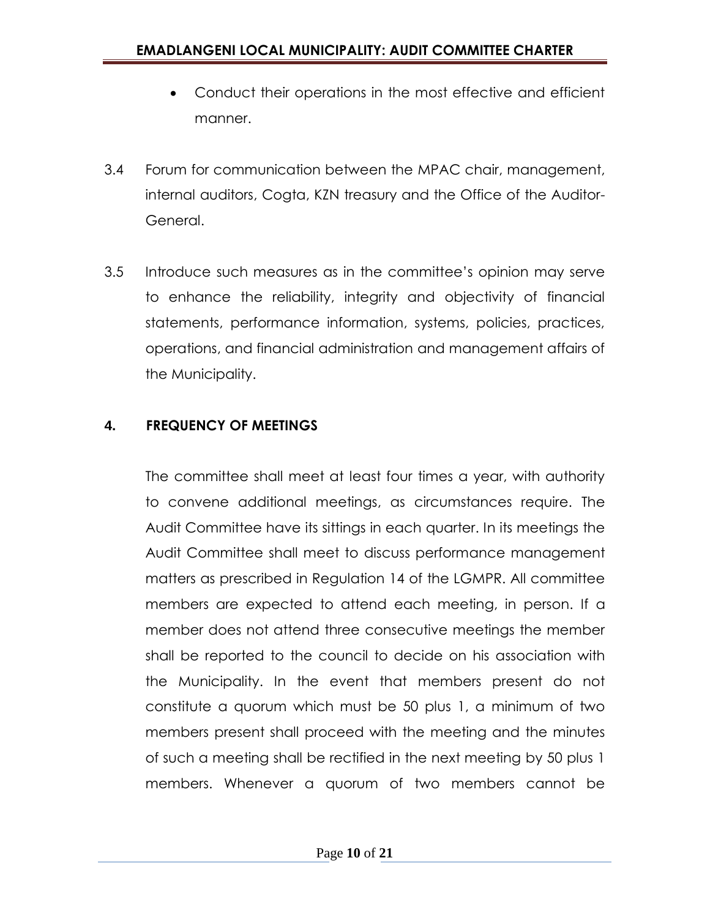- Conduct their operations in the most effective and efficient manner.

3.4 Forum for communication between the MPAC chair, management, internal auditors, Cogta, KZN treasury and the Office of the Auditor-General.

3.5 Introduce such measures as in the committee's opinion may serve to enhance the reliability, integrity and objectivity of financial statements, performance information, systems, policies, practices, operations, and financial administration and management affairs of the Municipality.

## 4. FREQUENCY OF MEETINGS

The committee shall meet at least four times a year, with authority to convene additional meetings, as circumstances require. The Audit Committee have its sittings in each quarter. In its meetings the Audit Committee shall meet to discuss performance management matters as prescribed in Regulation 14 of the LGMPR. All committee members are expected to attend each meeting, in person. If a member does not attend three consecutive meetings the member shall be reported to the council to decide on his association with the Municipality. In the event that members present do not constitute a quorum which must be 50 plus 1, a minimum of two members present shall proceed with the meeting and the minutes of such a meeting shall be rectified in the next meeting by 50 plus 1 members. Whenever a quorum of two members cannot be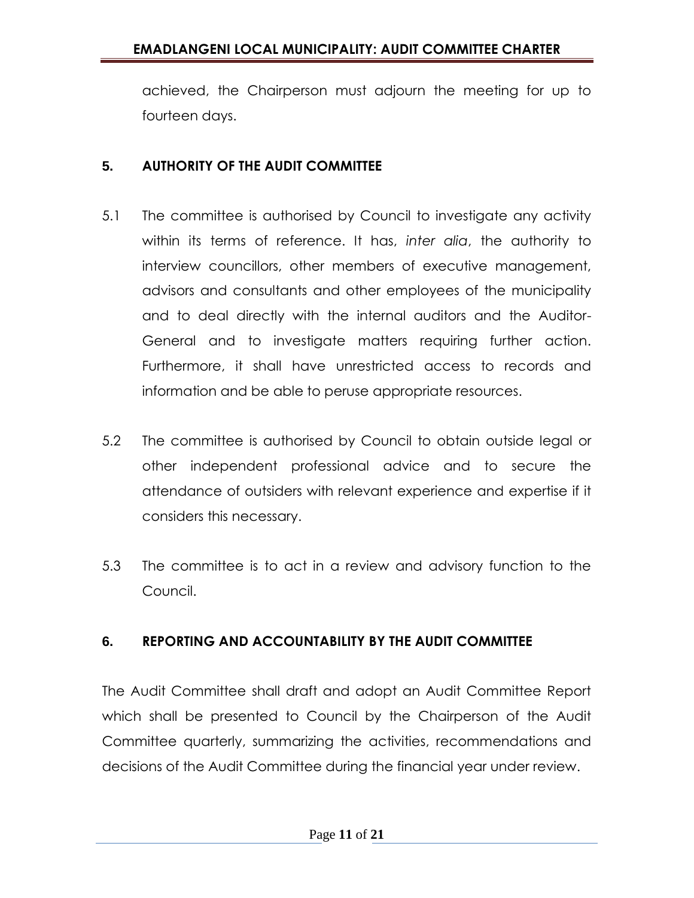achieved, the Chairperson must adjourn the meeting for up to fourteen days.

## 5. AUTHORITY OF THE AUDIT COMMITTEE

5.1 The committee is authorised by Council to investigate any activity within its terms of reference. It has, *inter alia*, the authority to interview councillors, other members of executive management, advisors and consultants and other employees of the municipality and to deal directly with the internal auditors and the Auditor-General and to investigate matters requiring further action. Furthermore, it shall have unrestricted access to records and information and be able to peruse appropriate resources.

5.2 The committee is authorised by Council to obtain outside legal or other independent professional advice and to secure the attendance of outsiders with relevant experience and expertise if it considers this necessary.

5.3 The committee is to act in a review and advisory function to the Council.

## 6. REPORTING AND ACCOUNTABILITY BY THE AUDIT COMMITTEE

The Audit Committee shall draft and adopt an Audit Committee Report which shall be presented to Council by the Chairperson of the Audit Committee quarterly, summarizing the activities, recommendations and decisions of the Audit Committee during the financial year under review.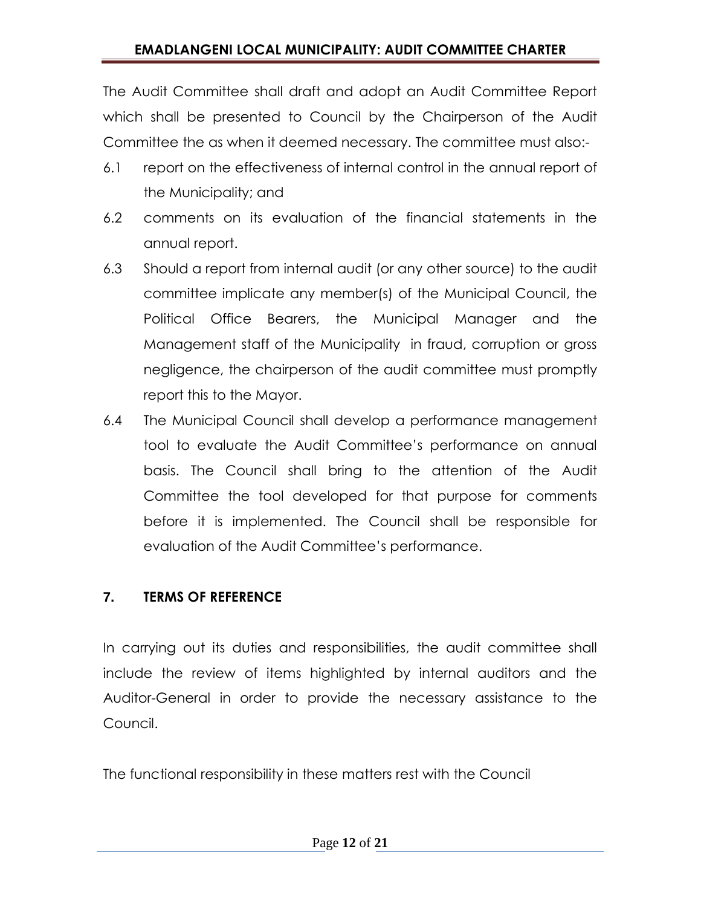The Audit Committee shall draft and adopt an Audit Committee Report which shall be presented to Council by the Chairperson of the Audit Committee the as when it deemed necessary. The committee must also:-

6.1 report on the effectiveness of internal control in the annual report of the Municipality; and

6.2 comments on its evaluation of the financial statements in the annual report.

6.3 Should a report from internal audit (or any other source) to the audit committee implicate any member(s) of the Municipal Council, the Political Office Bearers, the Municipal Manager and the Management staff of the Municipality in fraud, corruption or gross negligence, the chairperson of the audit committee must promptly report this to the Mayor.

6.4 The Municipal Council shall develop a performance management tool to evaluate the Audit Committee's performance on annual basis. The Council shall bring to the attention of the Audit Committee the tool developed for that purpose for comments before it is implemented. The Council shall be responsible for evaluation of the Audit Committee's performance.

## 7. TERMS OF REFERENCE

In carrying out its duties and responsibilities, the audit committee shall include the review of items highlighted by internal auditors and the Auditor-General in order to provide the necessary assistance to the Council.

The functional responsibility in these matters rest with the Council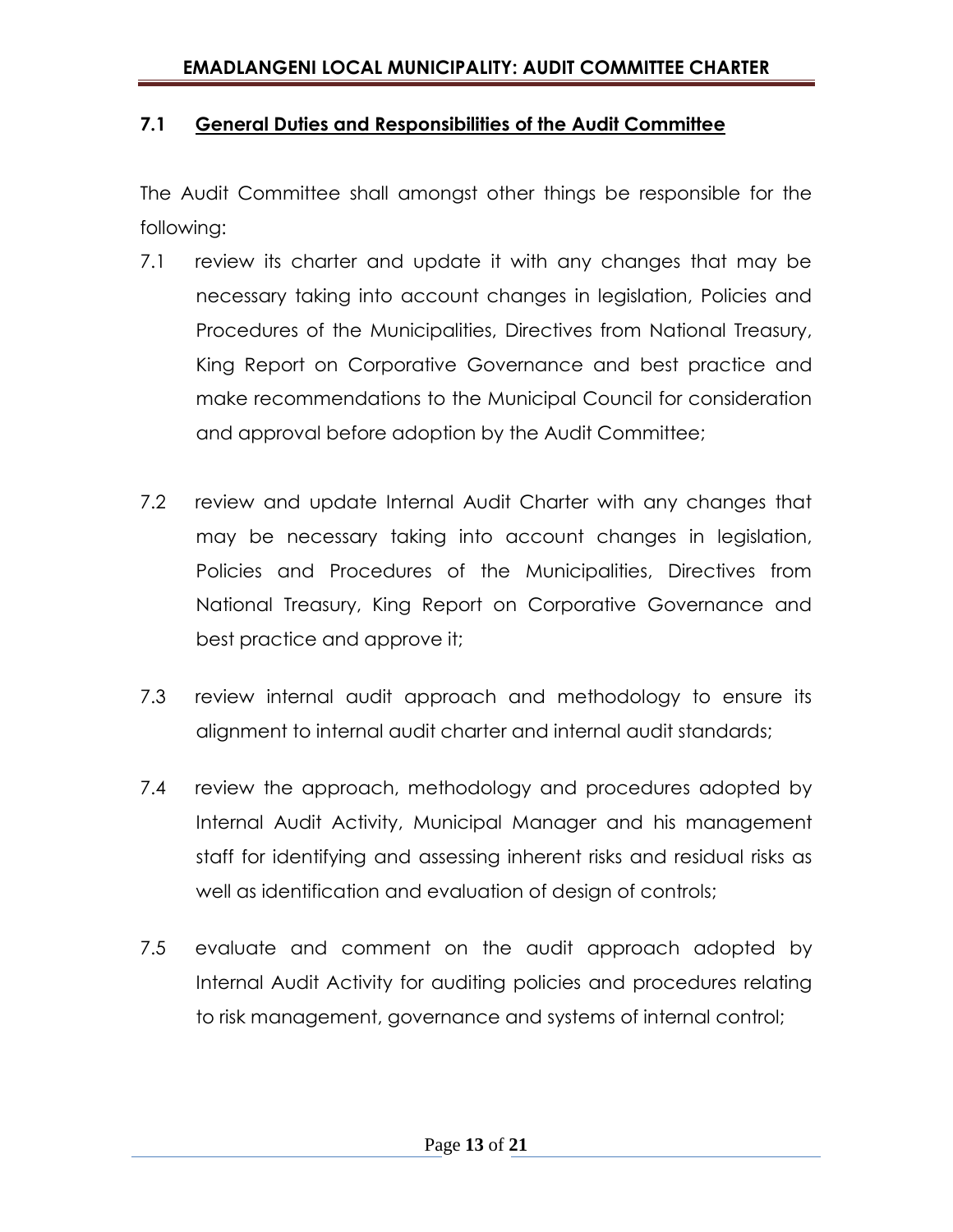## 7.1 <u>General Duties and Responsibilities of the Audit Committee</u>

The Audit Committee shall amongst other things be responsible for the following:

7.1 review its charter and update it with any changes that may be necessary taking into account changes in legislation, Policies and Procedures of the Municipalities, Directives from National Treasury, King Report on Corporative Governance and best practice and make recommendations to the Municipal Council for consideration and approval before adoption by the Audit Committee;

7.2 review and update Internal Audit Charter with any changes that may be necessary taking into account changes in legislation, Policies and Procedures of the Municipalities, Directives from National Treasury, King Report on Corporative Governance and best practice and approve it;

7.3 review internal audit approach and methodology to ensure its alignment to internal audit charter and internal audit standards;

7.4 review the approach, methodology and procedures adopted by Internal Audit Activity, Municipal Manager and his management staff for identifying and assessing inherent risks and residual risks as well as identification and evaluation of design of controls;

7.5 evaluate and comment on the audit approach adopted by Internal Audit Activity for auditing policies and procedures relating to risk management, governance and systems of internal control;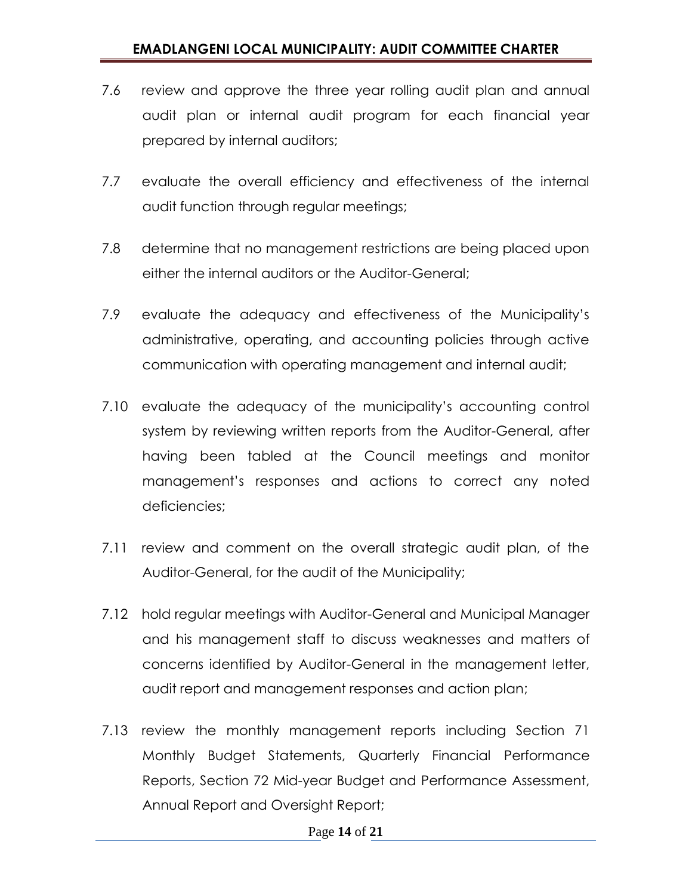7.6 review and approve the three year rolling audit plan and annual audit plan or internal audit program for each financial year prepared by internal auditors;

7.7 evaluate the overall efficiency and effectiveness of the internal audit function through regular meetings;

7.8 determine that no management restrictions are being placed upon either the internal auditors or the Auditor-General;

7.9 evaluate the adequacy and effectiveness of the Municipality's administrative, operating, and accounting policies through active communication with operating management and internal audit;

7.10 evaluate the adequacy of the municipality's accounting control system by reviewing written reports from the Auditor-General, after having been tabled at the Council meetings and monitor management's responses and actions to correct any noted deficiencies;

7.11 review and comment on the overall strategic audit plan, of the Auditor-General, for the audit of the Municipality;

7.12 hold regular meetings with Auditor-General and Municipal Manager and his management staff to discuss weaknesses and matters of concerns identified by Auditor-General in the management letter, audit report and management responses and action plan;

7.13 review the monthly management reports including Section 71 Monthly Budget Statements, Quarterly Financial Performance Reports, Section 72 Mid-year Budget and Performance Assessment, Annual Report and Oversight Report;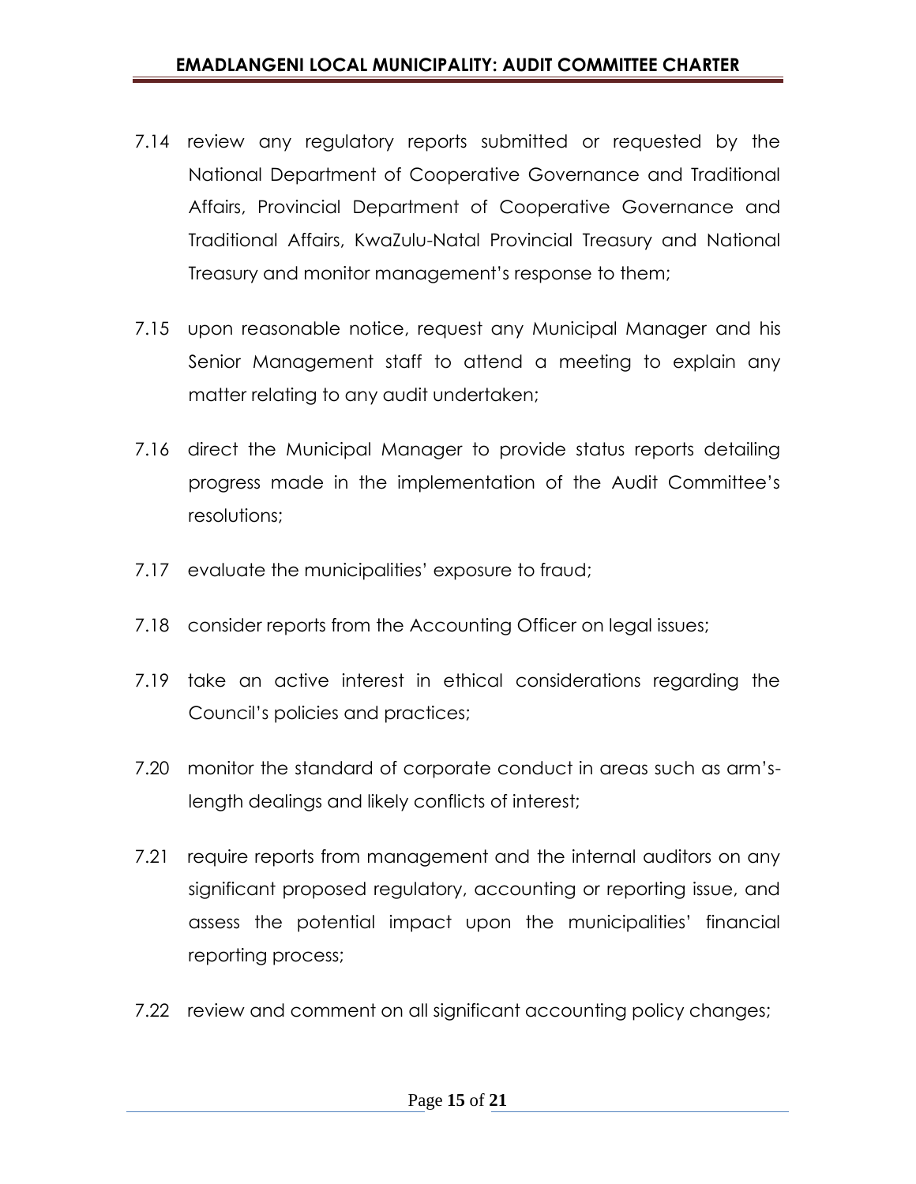7.14 review any regulatory reports submitted or requested by the National Department of Cooperative Governance and Traditional Affairs, Provincial Department of Cooperative Governance and Traditional Affairs, KwaZulu-Natal Provincial Treasury and National Treasury and monitor management's response to them;

7.15 upon reasonable notice, request any Municipal Manager and his Senior Management staff to attend a meeting to explain any matter relating to any audit undertaken;

7.16 direct the Municipal Manager to provide status reports detailing progress made in the implementation of the Audit Committee's resolutions;

7.17 evaluate the municipalities' exposure to fraud;

7.18 consider reports from the Accounting Officer on legal issues;

7.19 take an active interest in ethical considerations regarding the Council's policies and practices;

7.20 monitor the standard of corporate conduct in areas such as arm's-length dealings and likely conflicts of interest;

7.21 require reports from management and the internal auditors on any significant proposed regulatory, accounting or reporting issue, and assess the potential impact upon the municipalities' financial reporting process;

7.22 review and comment on all significant accounting policy changes;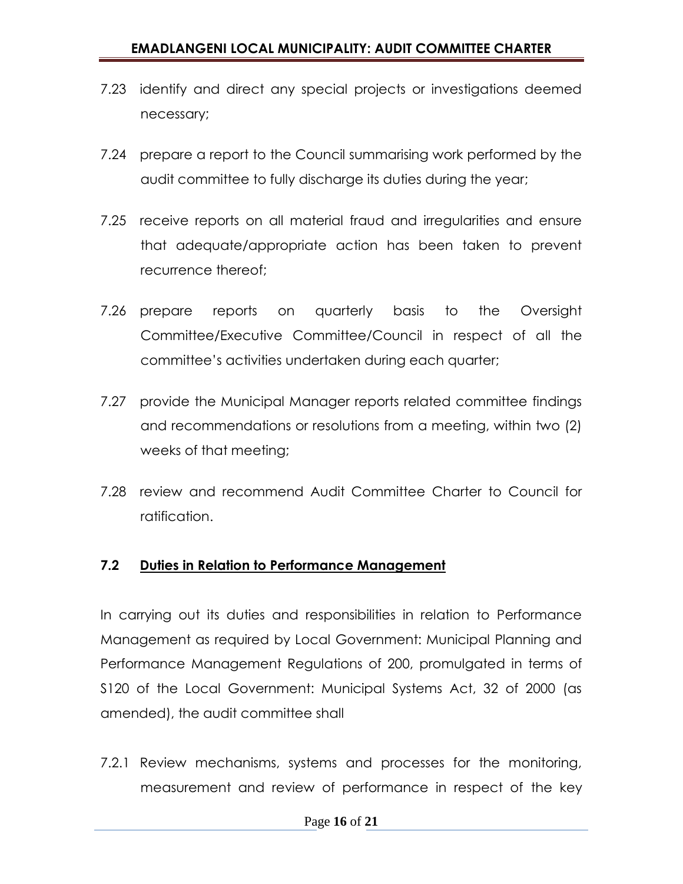7.23 identify and direct any special projects or investigations deemed necessary;

7.24 prepare a report to the Council summarising work performed by the audit committee to fully discharge its duties during the year;

7.25 receive reports on all material fraud and irregularities and ensure that adequate/appropriate action has been taken to prevent recurrence thereof;

7.26 prepare reports on quarterly basis to the Oversight Committee/Executive Committee/Council in respect of all the committee's activities undertaken during each quarter;

7.27 provide the Municipal Manager reports related committee findings and recommendations or resolutions from a meeting, within two (2) weeks of that meeting;

7.28 review and recommend Audit Committee Charter to Council for ratification.

### 7.2 <u>Duties in Relation to Performance Management</u>

In carrying out its duties and responsibilities in relation to Performance Management as required by Local Government: Municipal Planning and Performance Management Regulations of 200, promulgated in terms of S120 of the Local Government: Municipal Systems Act, 32 of 2000 (as amended), the audit committee shall

7.2.1 Review mechanisms, systems and processes for the monitoring, measurement and review of performance in respect of the key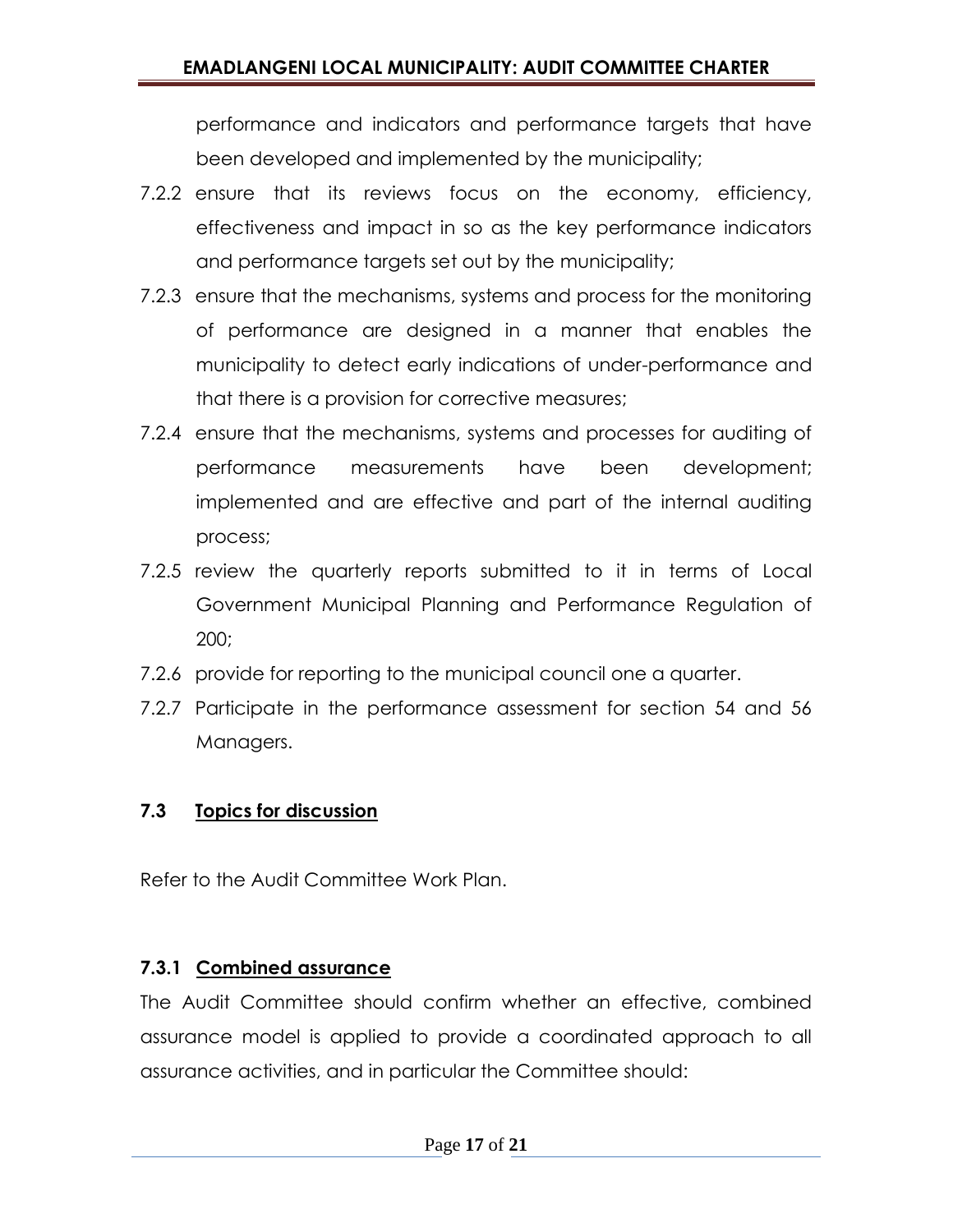performance and indicators and performance targets that have been developed and implemented by the municipality;

7.2.2 ensure that its reviews focus on the economy, efficiency, effectiveness and impact in so as the key performance indicators and performance targets set out by the municipality;

7.2.3 ensure that the mechanisms, systems and process for the monitoring of performance are designed in a manner that enables the municipality to detect early indications of under-performance and that there is a provision for corrective measures;

7.2.4 ensure that the mechanisms, systems and processes for auditing of performance measurements have been development; implemented and are effective and part of the internal auditing process;

7.2.5 review the quarterly reports submitted to it in terms of Local Government Municipal Planning and Performance Regulation of 200;

7.2.6 provide for reporting to the municipal council one a quarter.

7.2.7 Participate in the performance assessment for section 54 and 56 Managers.

### 7.3 <u>Topics for discussion</u>

Refer to the Audit Committee Work Plan.

#### 7.3.1 <u>Combined assurance</u>

The Audit Committee should confirm whether an effective, combined assurance model is applied to provide a coordinated approach to all assurance activities, and in particular the Committee should: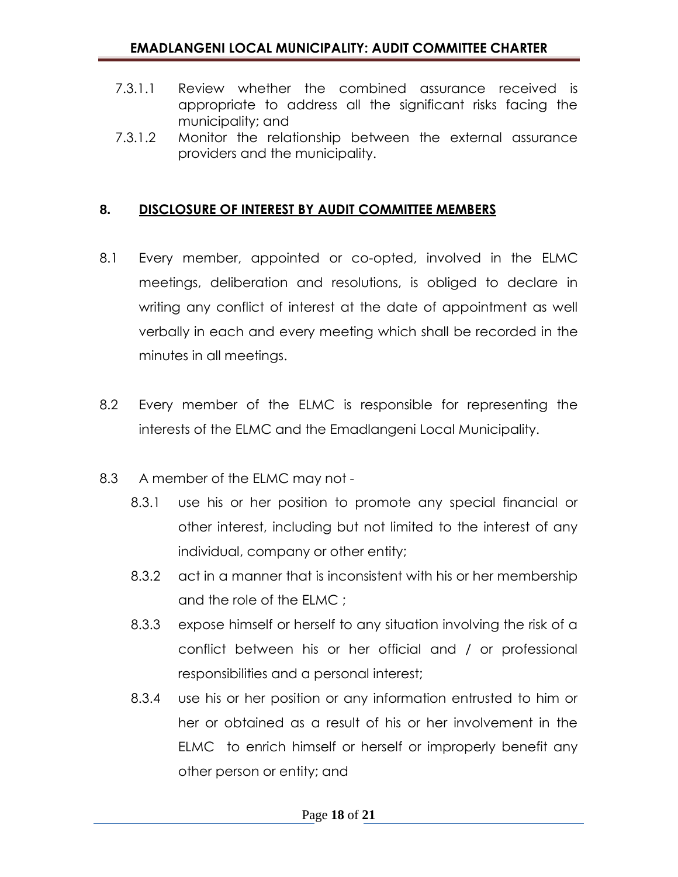7.3.1.1 Review whether the combined assurance received is appropriate to address all the significant risks facing the municipality; and

7.3.1.2 Monitor the relationship between the external assurance providers and the municipality.

## 8. DISCLOSURE OF INTEREST BY AUDIT COMMITTEE MEMBERS

8.1 Every member, appointed or co-opted, involved in the ELMC meetings, deliberation and resolutions, is obliged to declare in writing any conflict of interest at the date of appointment as well verbally in each and every meeting which shall be recorded in the minutes in all meetings.

8.2 Every member of the ELMC is responsible for representing the interests of the ELMC and the Emadlangeni Local Municipality.

8.3 A member of the ELMC may not -

8.3.1 use his or her position to promote any special financial or other interest, including but not limited to the interest of any individual, company or other entity;

8.3.2 act in a manner that is inconsistent with his or her membership and the role of the ELMC ;

8.3.3 expose himself or herself to any situation involving the risk of a conflict between his or her official and / or professional responsibilities and a personal interest;

8.3.4 use his or her position or any information entrusted to him or her or obtained as a result of his or her involvement in the ELMC to enrich himself or herself or improperly benefit any other person or entity; and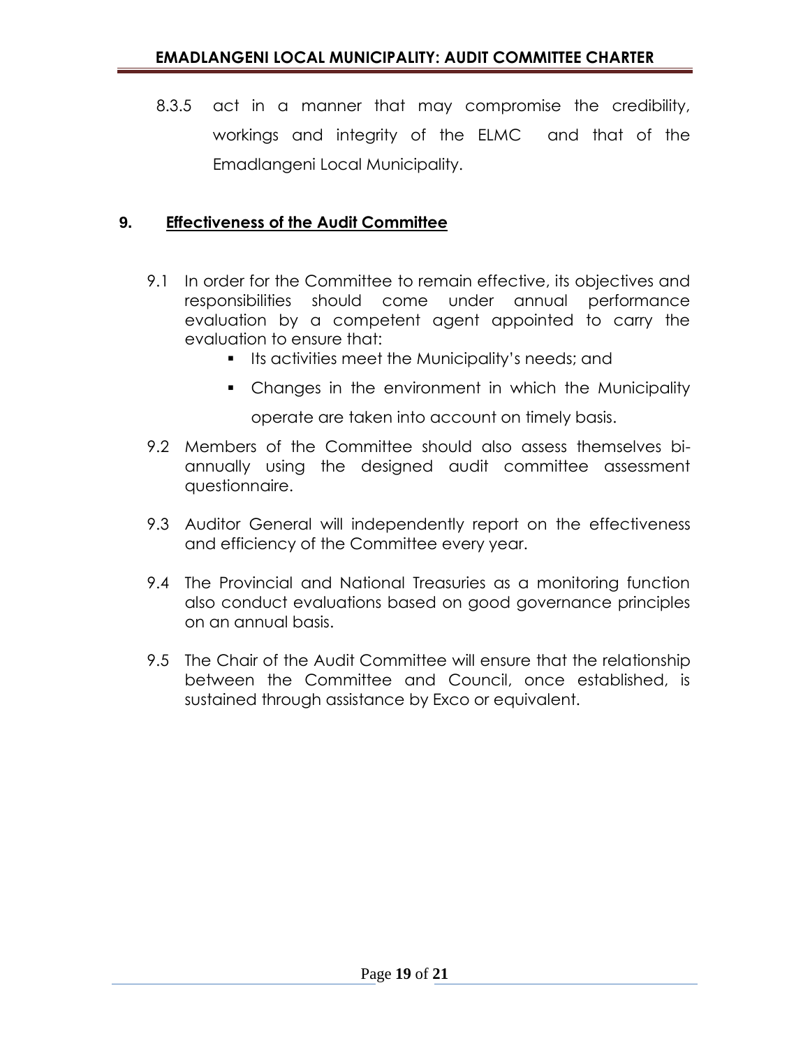8.3.5 act in a manner that may compromise the credibility, workings and integrity of the ELMC and that of the Emadlangeni Local Municipality.

## 9. Effectiveness of the Audit Committee

9.1 In order for the Committee to remain effective, its objectives and responsibilities should come under annual performance evaluation by a competent agent appointed to carry the evaluation to ensure that:

- Its activities meet the Municipality's needs; and
- Changes in the environment in which the Municipality operate are taken into account on timely basis.

9.2 Members of the Committee should also assess themselves bi-annually using the designed audit committee assessment questionnaire.

9.3 Auditor General will independently report on the effectiveness and efficiency of the Committee every year.

9.4 The Provincial and National Treasuries as a monitoring function also conduct evaluations based on good governance principles on an annual basis.

9.5 The Chair of the Audit Committee will ensure that the relationship between the Committee and Council, once established, is sustained through assistance by Exco or equivalent.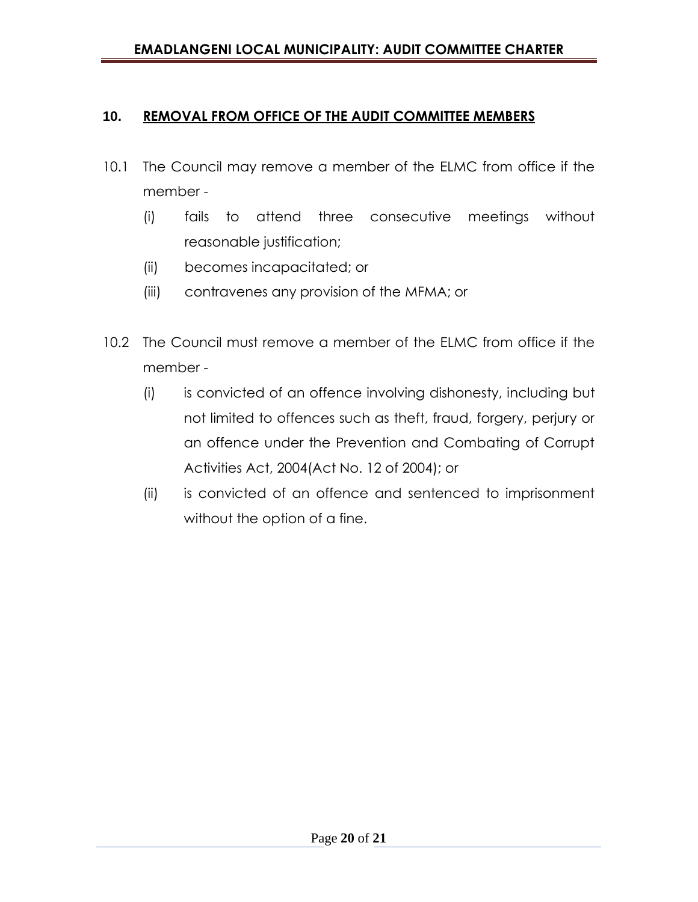## 10. REMOVAL FROM OFFICE OF THE AUDIT COMMITTEE MEMBERS

10.1 The Council may remove a member of the ELMC from office if the member -

   (i) fails to attend three consecutive meetings without reasonable justification;

   (ii) becomes incapacitated; or

   (iii) contravenes any provision of the MFMA; or

10.2 The Council must remove a member of the ELMC from office if the member -

   (i) is convicted of an offence involving dishonesty, including but not limited to offences such as theft, fraud, forgery, perjury or an offence under the Prevention and Combating of Corrupt Activities Act, 2004(Act No. 12 of 2004); or

   (ii) is convicted of an offence and sentenced to imprisonment without the option of a fine.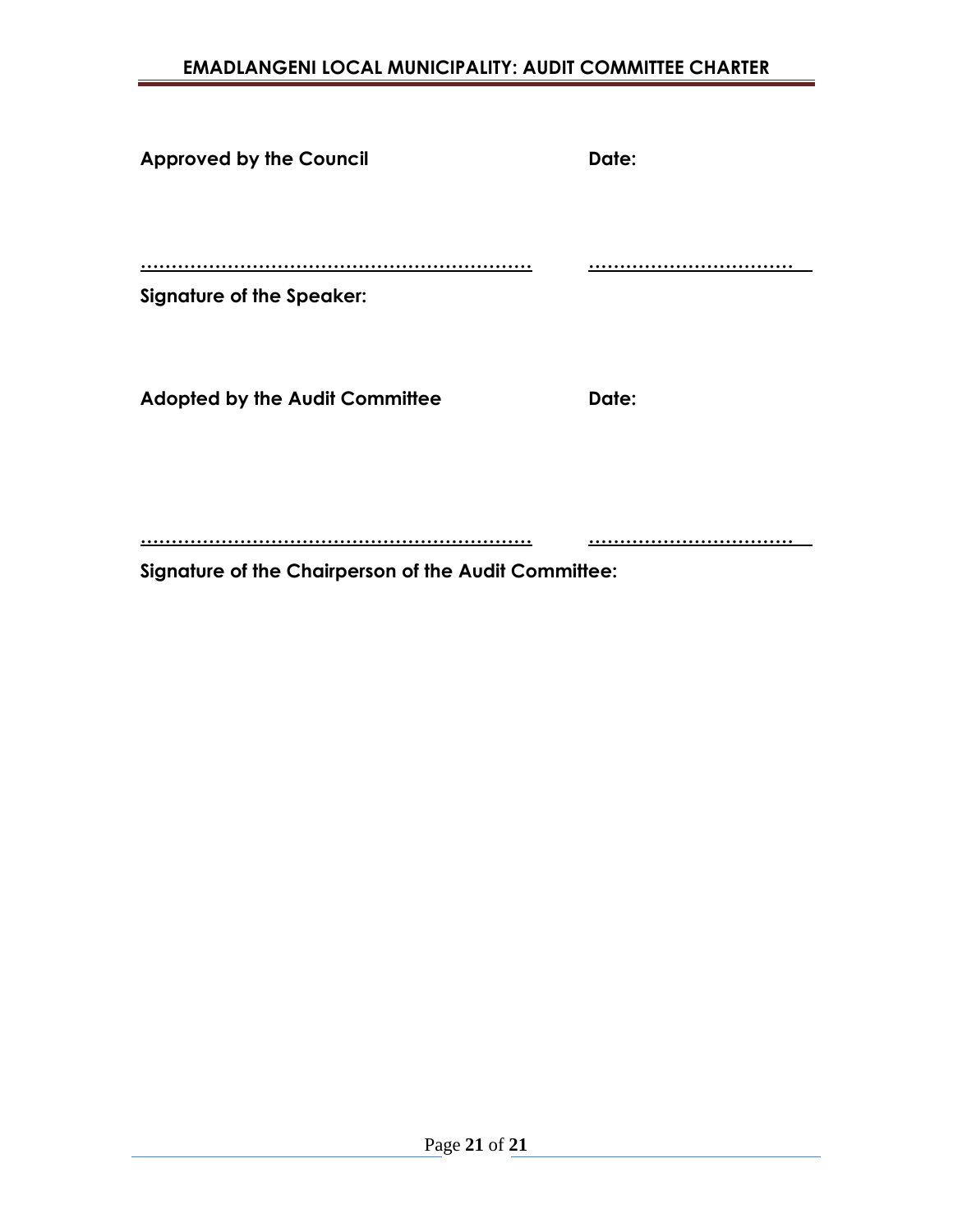**Approved by the Council** **Date:**

……………………………………………………… ……………………………

**Signature of the Speaker:**

**Adopted by the Audit Committee** **Date:**

……………………………………………………… ……………………………

**Signature of the Chairperson of the Audit Committee:**